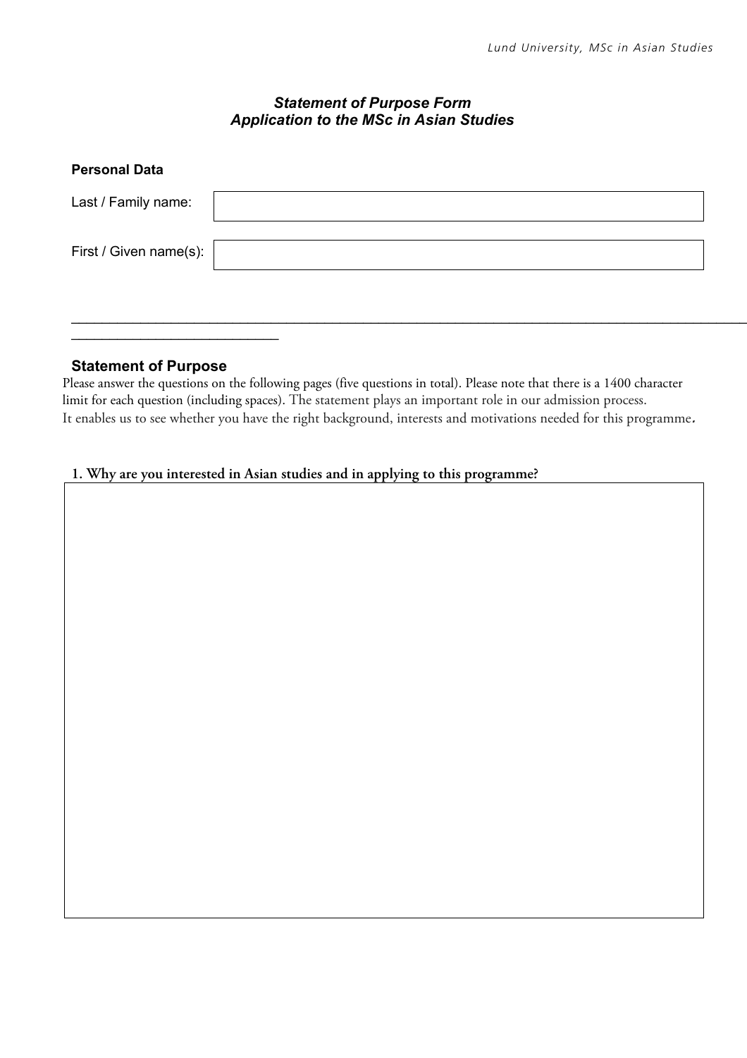### *Statement of Purpose Form*
### *Application to the MSc in Asian Studies*

**Personal Data**

| | |
|---|---|
| Last / Family name: | |
| First / Given name(s): | |

---

## Statement of Purpose

Please answer the questions on the following pages (five questions in total). Please note that there is a 1400 character limit for each question (including spaces). The statement plays an important role in our admission process. It enables us to see whether you have the right background, interests and motivations needed for this programme.

**1. Why are you interested in Asian studies and in applying to this programme?**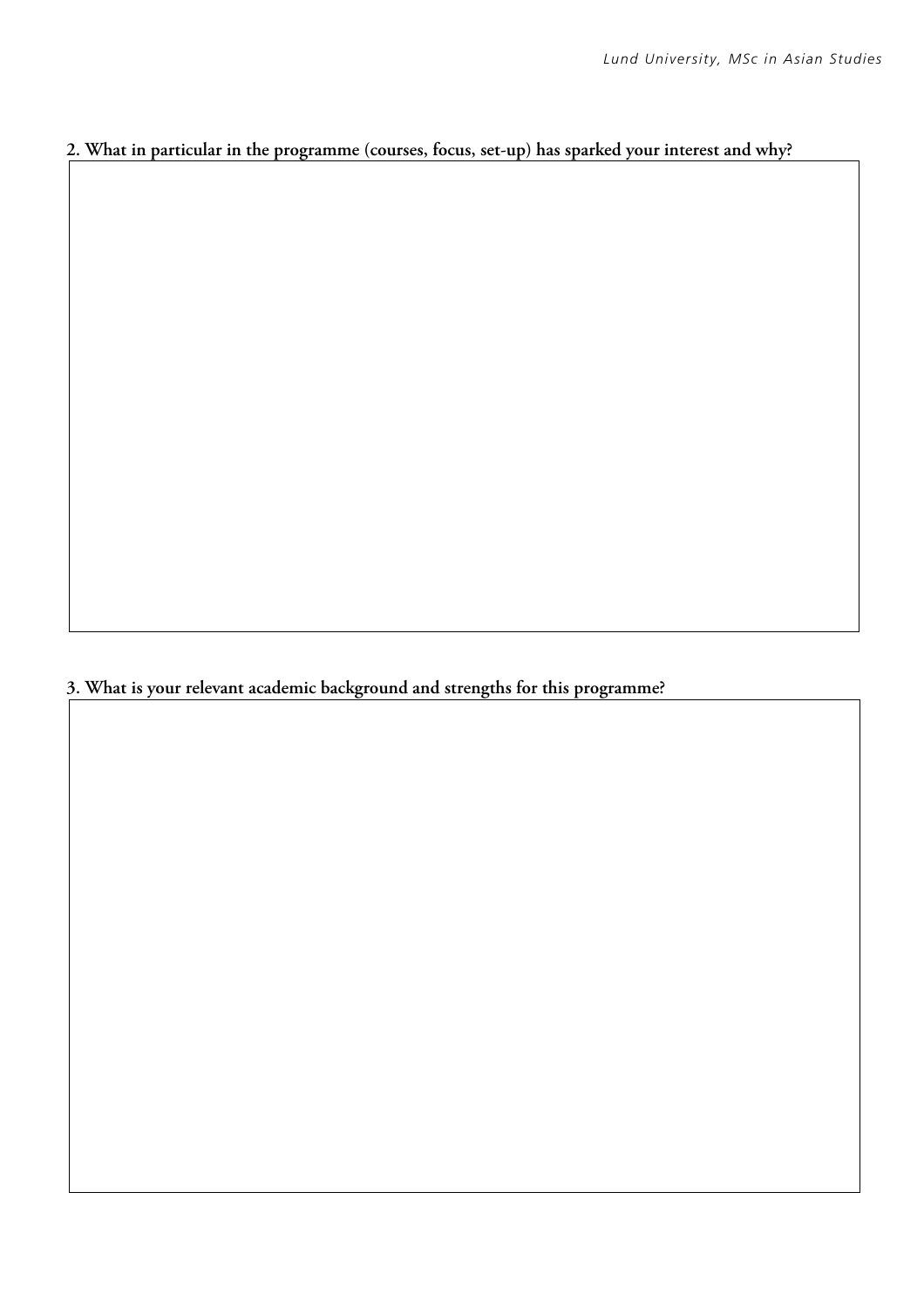**2. What in particular in the programme (courses, focus, set-up) has sparked your interest and why?**

**3. What is your relevant academic background and strengths for this programme?**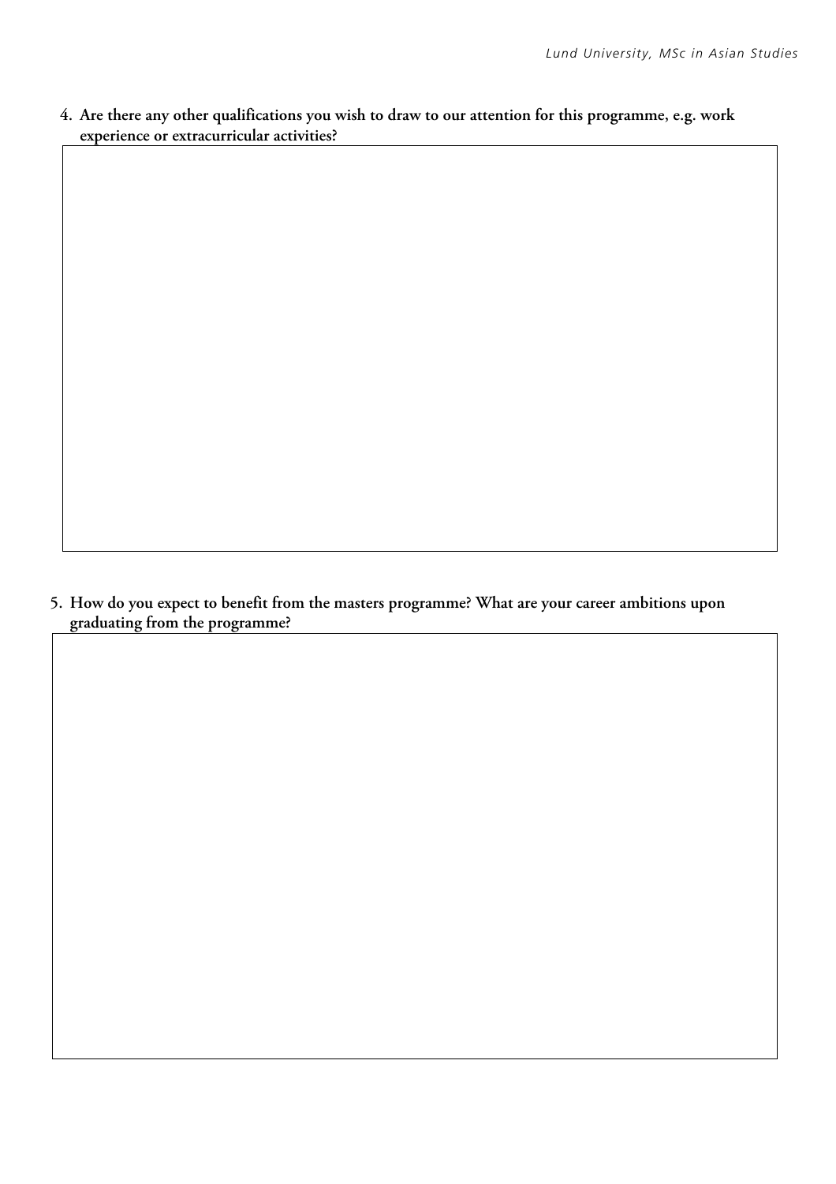4. **Are there any other qualifications you wish to draw to our attention for this programme, e.g. work experience or extracurricular activities?**

5. **How do you expect to benefit from the masters programme? What are your career ambitions upon graduating from the programme?**